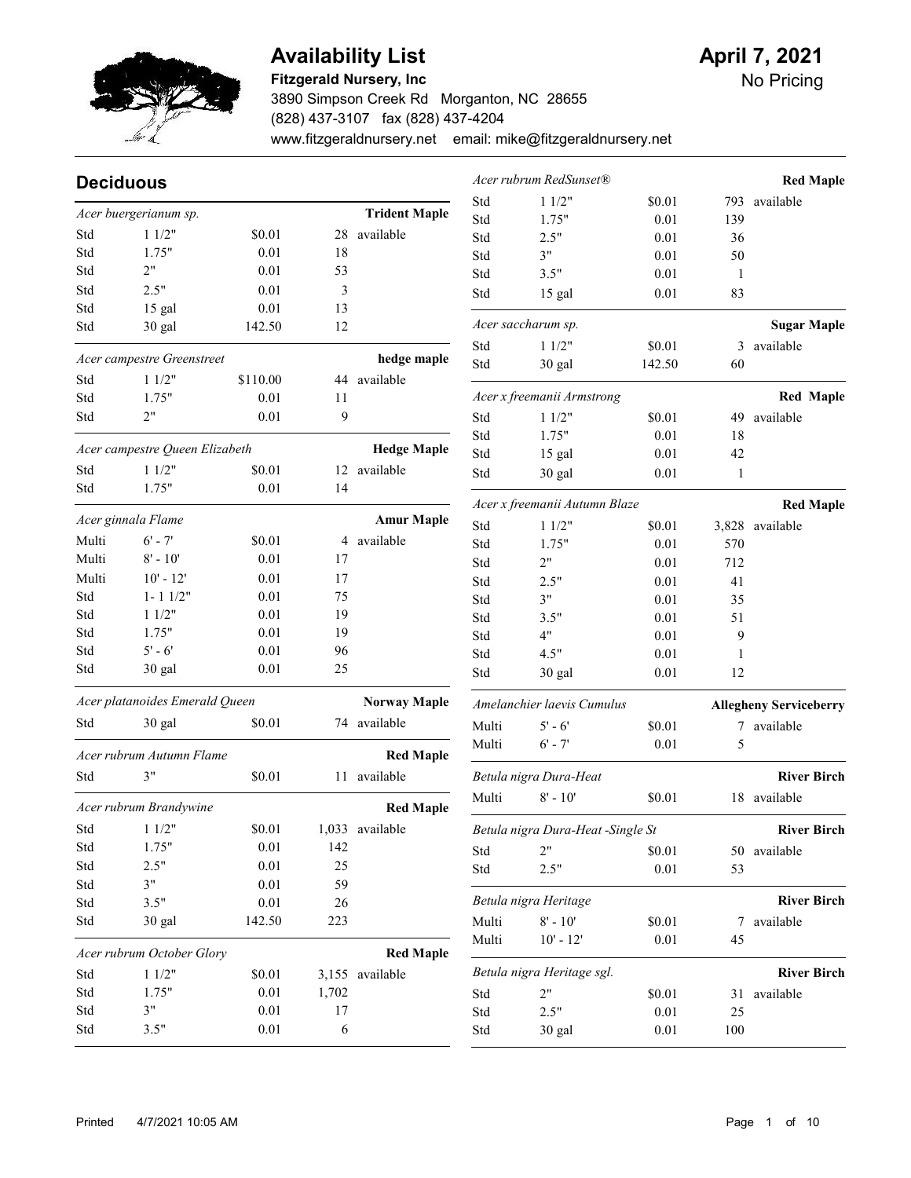# Availability List

**April 7, 2021**

No Pricing

**Fitzgerald Nursery, Inc**

3890 Simpson Creek Rd   Morganton, NC  28655

(828) 437-3107   fax (828) 437-4204

www.fitzgeraldnursery.net   email: mike@fitzgeraldnursery.net

## Deciduous

| *Acer buergerianum sp.* | | | | **Trident Maple** |
|---|---|---|---|---|
| Std | 1 1/2" | $0.01 | 28 | available |
| Std | 1.75" | 0.01 | 18 | |
| Std | 2" | 0.01 | 53 | |
| Std | 2.5" | 0.01 | 3 | |
| Std | 15 gal | 0.01 | 13 | |
| Std | 30 gal | 142.50 | 12 | |

| *Acer campestre Greenstreet* | | | | **hedge maple** |
|---|---|---|---|---|
| Std | 1 1/2" | $110.00 | 44 | available |
| Std | 1.75" | 0.01 | 11 | |
| Std | 2" | 0.01 | 9 | |

| *Acer campestre Queen Elizabeth* | | | | **Hedge Maple** |
|---|---|---|---|---|
| Std | 1 1/2" | $0.01 | 12 | available |
| Std | 1.75" | 0.01 | 14 | |

| *Acer ginnala Flame* | | | | **Amur Maple** |
|---|---|---|---|---|
| Multi | 6' - 7' | $0.01 | 4 | available |
| Multi | 8' - 10' | 0.01 | 17 | |
| Multi | 10' - 12' | 0.01 | 17 | |
| Std | 1- 1 1/2" | 0.01 | 75 | |
| Std | 1 1/2" | 0.01 | 19 | |
| Std | 1.75" | 0.01 | 19 | |
| Std | 5' - 6' | 0.01 | 96 | |
| Std | 30 gal | 0.01 | 25 | |

| *Acer platanoides Emerald Queen* | | | | **Norway Maple** |
|---|---|---|---|---|
| Std | 30 gal | $0.01 | 74 | available |

| *Acer rubrum Autumn Flame* | | | | **Red Maple** |
|---|---|---|---|---|
| Std | 3" | $0.01 | 11 | available |

| *Acer rubrum Brandywine* | | | | **Red Maple** |
|---|---|---|---|---|
| Std | 1 1/2" | $0.01 | 1,033 | available |
| Std | 1.75" | 0.01 | 142 | |
| Std | 2.5" | 0.01 | 25 | |
| Std | 3" | 0.01 | 59 | |
| Std | 3.5" | 0.01 | 26 | |
| Std | 30 gal | 142.50 | 223 | |

| *Acer rubrum October Glory* | | | | **Red Maple** |
|---|---|---|---|---|
| Std | 1 1/2" | $0.01 | 3,155 | available |
| Std | 1.75" | 0.01 | 1,702 | |
| Std | 3" | 0.01 | 17 | |
| Std | 3.5" | 0.01 | 6 | |

| *Acer rubrum RedSunset®* | | | | **Red Maple** |
|---|---|---|---|---|
| Std | 1 1/2" | $0.01 | 793 | available |
| Std | 1.75" | 0.01 | 139 | |
| Std | 2.5" | 0.01 | 36 | |
| Std | 3" | 0.01 | 50 | |
| Std | 3.5" | 0.01 | 1 | |
| Std | 15 gal | 0.01 | 83 | |

| *Acer saccharum sp.* | | | | **Sugar Maple** |
|---|---|---|---|---|
| Std | 1 1/2" | $0.01 | 3 | available |
| Std | 30 gal | 142.50 | 60 | |

| *Acer x freemanii Armstrong* | | | | **Red Maple** |
|---|---|---|---|---|
| Std | 1 1/2" | $0.01 | 49 | available |
| Std | 1.75" | 0.01 | 18 | |
| Std | 15 gal | 0.01 | 42 | |
| Std | 30 gal | 0.01 | 1 | |

| *Acer x freemanii Autumn Blaze* | | | | **Red Maple** |
|---|---|---|---|---|
| Std | 1 1/2" | $0.01 | 3,828 | available |
| Std | 1.75" | 0.01 | 570 | |
| Std | 2" | 0.01 | 712 | |
| Std | 2.5" | 0.01 | 41 | |
| Std | 3" | 0.01 | 35 | |
| Std | 3.5" | 0.01 | 51 | |
| Std | 4" | 0.01 | 9 | |
| Std | 4.5" | 0.01 | 1 | |
| Std | 30 gal | 0.01 | 12 | |

| *Amelanchier laevis Cumulus* | | | | **Allegheny Serviceberry** |
|---|---|---|---|---|
| Multi | 5' - 6' | $0.01 | 7 | available |
| Multi | 6' - 7' | 0.01 | 5 | |

| *Betula nigra Dura-Heat* | | | | **River Birch** |
|---|---|---|---|---|
| Multi | 8' - 10' | $0.01 | 18 | available |

| *Betula nigra Dura-Heat -Single St* | | | | **River Birch** |
|---|---|---|---|---|
| Std | 2" | $0.01 | 50 | available |
| Std | 2.5" | 0.01 | 53 | |

| *Betula nigra Heritage* | | | | **River Birch** |
|---|---|---|---|---|
| Multi | 8' - 10' | $0.01 | 7 | available |
| Multi | 10' - 12' | 0.01 | 45 | |

| *Betula nigra Heritage sgl.* | | | | **River Birch** |
|---|---|---|---|---|
| Std | 2" | $0.01 | 31 | available |
| Std | 2.5" | 0.01 | 25 | |
| Std | 30 gal | 0.01 | 100 | |

Printed 4/7/2021 10:05 AM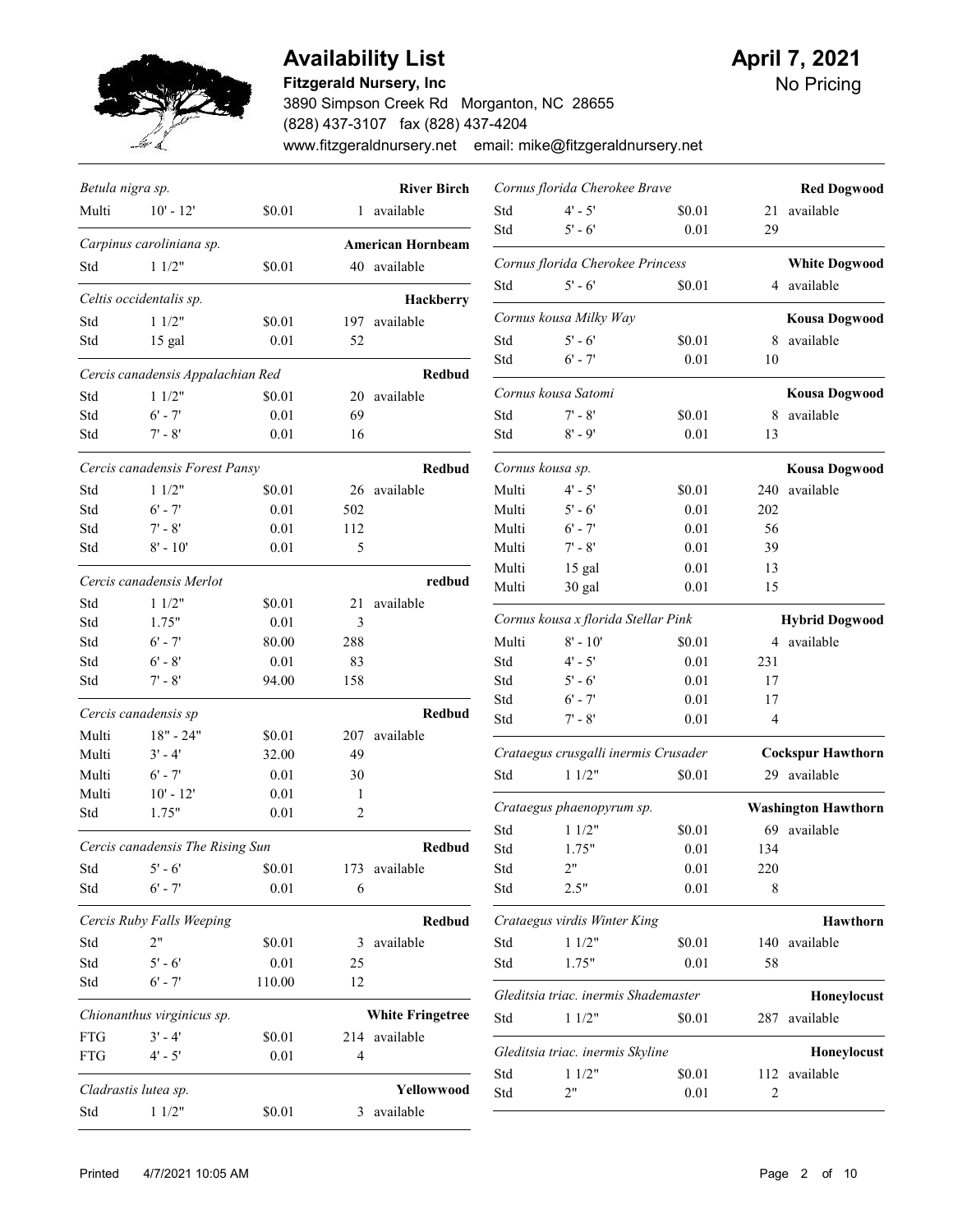# Availability List

**Fitzgerald Nursery, Inc**

3890 Simpson Creek Rd   Morganton, NC  28655

(828) 437-3107   fax (828) 437-4204

www.fitzgeraldnursery.net   email: mike@fitzgeraldnursery.net

**April 7, 2021**

No Pricing

| *Betula nigra sp.* | | | | **River Birch** |
|---|---|---|---|---|
| Multi | 10' - 12' | $0.01 | 1 | available |

| *Carpinus caroliniana sp.* | | | | **American Hornbeam** |
|---|---|---|---|---|
| Std | 1 1/2" | $0.01 | 40 | available |

| *Celtis occidentalis sp.* | | | | **Hackberry** |
|---|---|---|---|---|
| Std | 1 1/2" | $0.01 | 197 | available |
| Std | 15 gal | 0.01 | 52 | |

| *Cercis canadensis Appalachian Red* | | | | **Redbud** |
|---|---|---|---|---|
| Std | 1 1/2" | $0.01 | 20 | available |
| Std | 6' - 7' | 0.01 | 69 | |
| Std | 7' - 8' | 0.01 | 16 | |

| *Cercis canadensis Forest Pansy* | | | | **Redbud** |
|---|---|---|---|---|
| Std | 1 1/2" | $0.01 | 26 | available |
| Std | 6' - 7' | 0.01 | 502 | |
| Std | 7' - 8' | 0.01 | 112 | |
| Std | 8' - 10' | 0.01 | 5 | |

| *Cercis canadensis Merlot* | | | | **redbud** |
|---|---|---|---|---|
| Std | 1 1/2" | $0.01 | 21 | available |
| Std | 1.75" | 0.01 | 3 | |
| Std | 6' - 7' | 80.00 | 288 | |
| Std | 6' - 8' | 0.01 | 83 | |
| Std | 7' - 8' | 94.00 | 158 | |

| *Cercis canadensis sp* | | | | **Redbud** |
|---|---|---|---|---|
| Multi | 18" - 24" | $0.01 | 207 | available |
| Multi | 3' - 4' | 32.00 | 49 | |
| Multi | 6' - 7' | 0.01 | 30 | |
| Multi | 10' - 12' | 0.01 | 1 | |
| Std | 1.75" | 0.01 | 2 | |

| *Cercis canadensis The Rising Sun* | | | | **Redbud** |
|---|---|---|---|---|
| Std | 5' - 6' | $0.01 | 173 | available |
| Std | 6' - 7' | 0.01 | 6 | |

| *Cercis Ruby Falls Weeping* | | | | **Redbud** |
|---|---|---|---|---|
| Std | 2" | $0.01 | 3 | available |
| Std | 5' - 6' | 0.01 | 25 | |
| Std | 6' - 7' | 110.00 | 12 | |

| *Chionanthus virginicus sp.* | | | | **White Fringetree** |
|---|---|---|---|---|
| FTG | 3' - 4' | $0.01 | 214 | available |
| FTG | 4' - 5' | 0.01 | 4 | |

| *Cladrastis lutea sp.* | | | | **Yellowwood** |
|---|---|---|---|---|
| Std | 1 1/2" | $0.01 | 3 | available |

| *Cornus florida Cherokee Brave* | | | | **Red Dogwood** |
|---|---|---|---|---|
| Std | 4' - 5' | $0.01 | 21 | available |
| Std | 5' - 6' | 0.01 | 29 | |

| *Cornus florida Cherokee Princess* | | | | **White Dogwood** |
|---|---|---|---|---|
| Std | 5' - 6' | $0.01 | 4 | available |

| *Cornus kousa Milky Way* | | | | **Kousa Dogwood** |
|---|---|---|---|---|
| Std | 5' - 6' | $0.01 | 8 | available |
| Std | 6' - 7' | 0.01 | 10 | |

| *Cornus kousa Satomi* | | | | **Kousa Dogwood** |
|---|---|---|---|---|
| Std | 7' - 8' | $0.01 | 8 | available |
| Std | 8' - 9' | 0.01 | 13 | |

| *Cornus kousa sp.* | | | | **Kousa Dogwood** |
|---|---|---|---|---|
| Multi | 4' - 5' | $0.01 | 240 | available |
| Multi | 5' - 6' | 0.01 | 202 | |
| Multi | 6' - 7' | 0.01 | 56 | |
| Multi | 7' - 8' | 0.01 | 39 | |
| Multi | 15 gal | 0.01 | 13 | |
| Multi | 30 gal | 0.01 | 15 | |

| *Cornus kousa x florida Stellar Pink* | | | | **Hybrid Dogwood** |
|---|---|---|---|---|
| Multi | 8' - 10' | $0.01 | 4 | available |
| Std | 4' - 5' | 0.01 | 231 | |
| Std | 5' - 6' | 0.01 | 17 | |
| Std | 6' - 7' | 0.01 | 17 | |
| Std | 7' - 8' | 0.01 | 4 | |

| *Crataegus crusgalli inermis Crusader* | | | | **Cockspur Hawthorn** |
|---|---|---|---|---|
| Std | 1 1/2" | $0.01 | 29 | available |

| *Crataegus phaenopyrum sp.* | | | | **Washington Hawthorn** |
|---|---|---|---|---|
| Std | 1 1/2" | $0.01 | 69 | available |
| Std | 1.75" | 0.01 | 134 | |
| Std | 2" | 0.01 | 220 | |
| Std | 2.5" | 0.01 | 8 | |

| *Crataegus virdis Winter King* | | | | **Hawthorn** |
|---|---|---|---|---|
| Std | 1 1/2" | $0.01 | 140 | available |
| Std | 1.75" | 0.01 | 58 | |

| *Gleditsia triac. inermis Shademaster* | | | | **Honeylocust** |
|---|---|---|---|---|
| Std | 1 1/2" | $0.01 | 287 | available |

| *Gleditsia triac. inermis Skyline* | | | | **Honeylocust** |
|---|---|---|---|---|
| Std | 1 1/2" | $0.01 | 112 | available |
| Std | 2" | 0.01 | 2 | |

Printed 4/7/2021 10:05 AM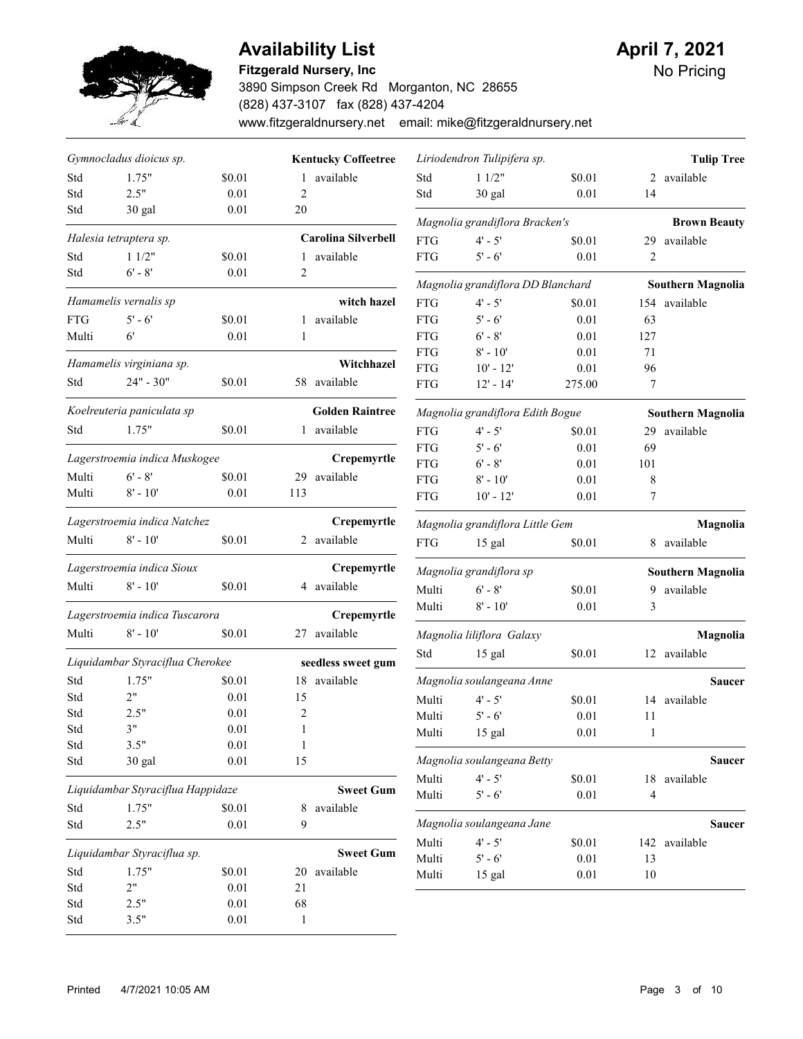# Availability List

**Fitzgerald Nursery, Inc**
3890 Simpson Creek Rd Morganton, NC 28655
(828) 437-3107 fax (828) 437-4204
www.fitzgeraldnursery.net email: mike@fitzgeraldnursery.net

**April 7, 2021**
No Pricing

### *Gymnocladus dioicus sp.* — Kentucky Coffeetree

| Form | Size | Price | Qty | |
|---|---|---|---|---|
| Std | 1.75" | $0.01 | 1 | available |
| Std | 2.5" | 0.01 | 2 | |
| Std | 30 gal | 0.01 | 20 | |

### *Halesia tetraptera sp.* — Carolina Silverbell

| Form | Size | Price | Qty | |
|---|---|---|---|---|
| Std | 1 1/2" | $0.01 | 1 | available |
| Std | 6' - 8' | 0.01 | 2 | |

### *Hamamelis vernalis sp* — witch hazel

| Form | Size | Price | Qty | |
|---|---|---|---|---|
| FTG | 5' - 6' | $0.01 | 1 | available |
| Multi | 6' | 0.01 | 1 | |

### *Hamamelis virginiana sp.* — Witchhazel

| Form | Size | Price | Qty | |
|---|---|---|---|---|
| Std | 24" - 30" | $0.01 | 58 | available |

### *Koelreuteria paniculata sp* — Golden Raintree

| Form | Size | Price | Qty | |
|---|---|---|---|---|
| Std | 1.75" | $0.01 | 1 | available |

### *Lagerstroemia indica Muskogee* — Crepemyrtle

| Form | Size | Price | Qty | |
|---|---|---|---|---|
| Multi | 6' - 8' | $0.01 | 29 | available |
| Multi | 8' - 10' | 0.01 | 113 | |

### *Lagerstroemia indica Natchez* — Crepemyrtle

| Form | Size | Price | Qty | |
|---|---|---|---|---|
| Multi | 8' - 10' | $0.01 | 2 | available |

### *Lagerstroemia indica Sioux* — Crepemyrtle

| Form | Size | Price | Qty | |
|---|---|---|---|---|
| Multi | 8' - 10' | $0.01 | 4 | available |

### *Lagerstroemia indica Tuscarora* — Crepemyrtle

| Form | Size | Price | Qty | |
|---|---|---|---|---|
| Multi | 8' - 10' | $0.01 | 27 | available |

### *Liquidambar Styraciflua Cherokee* — seedless sweet gum

| Form | Size | Price | Qty | |
|---|---|---|---|---|
| Std | 1.75" | $0.01 | 18 | available |
| Std | 2" | 0.01 | 15 | |
| Std | 2.5" | 0.01 | 2 | |
| Std | 3" | 0.01 | 1 | |
| Std | 3.5" | 0.01 | 1 | |
| Std | 30 gal | 0.01 | 15 | |

### *Liquidambar Styraciflua Happidaze* — Sweet Gum

| Form | Size | Price | Qty | |
|---|---|---|---|---|
| Std | 1.75" | $0.01 | 8 | available |
| Std | 2.5" | 0.01 | 9 | |

### *Liquidambar Styraciflua sp.* — Sweet Gum

| Form | Size | Price | Qty | |
|---|---|---|---|---|
| Std | 1.75" | $0.01 | 20 | available |
| Std | 2" | 0.01 | 21 | |
| Std | 2.5" | 0.01 | 68 | |
| Std | 3.5" | 0.01 | 1 | |

### *Liriodendron Tulipifera sp.* — Tulip Tree

| Form | Size | Price | Qty | |
|---|---|---|---|---|
| Std | 1 1/2" | $0.01 | 2 | available |
| Std | 30 gal | 0.01 | 14 | |

### *Magnolia grandiflora Bracken's* — Brown Beauty

| Form | Size | Price | Qty | |
|---|---|---|---|---|
| FTG | 4' - 5' | $0.01 | 29 | available |
| FTG | 5' - 6' | 0.01 | 2 | |

### *Magnolia grandiflora DD Blanchard* — Southern Magnolia

| Form | Size | Price | Qty | |
|---|---|---|---|---|
| FTG | 4' - 5' | $0.01 | 154 | available |
| FTG | 5' - 6' | 0.01 | 63 | |
| FTG | 6' - 8' | 0.01 | 127 | |
| FTG | 8' - 10' | 0.01 | 71 | |
| FTG | 10' - 12' | 0.01 | 96 | |
| FTG | 12' - 14' | 275.00 | 7 | |

### *Magnolia grandiflora Edith Bogue* — Southern Magnolia

| Form | Size | Price | Qty | |
|---|---|---|---|---|
| FTG | 4' - 5' | $0.01 | 29 | available |
| FTG | 5' - 6' | 0.01 | 69 | |
| FTG | 6' - 8' | 0.01 | 101 | |
| FTG | 8' - 10' | 0.01 | 8 | |
| FTG | 10' - 12' | 0.01 | 7 | |

### *Magnolia grandiflora Little Gem* — Magnolia

| Form | Size | Price | Qty | |
|---|---|---|---|---|
| FTG | 15 gal | $0.01 | 8 | available |

### *Magnolia grandiflora sp* — Southern Magnolia

| Form | Size | Price | Qty | |
|---|---|---|---|---|
| Multi | 6' - 8' | $0.01 | 9 | available |
| Multi | 8' - 10' | 0.01 | 3 | |

### *Magnolia liliflora Galaxy* — Magnolia

| Form | Size | Price | Qty | |
|---|---|---|---|---|
| Std | 15 gal | $0.01 | 12 | available |

### *Magnolia soulangeana Anne* — Saucer

| Form | Size | Price | Qty | |
|---|---|---|---|---|
| Multi | 4' - 5' | $0.01 | 14 | available |
| Multi | 5' - 6' | 0.01 | 11 | |
| Multi | 15 gal | 0.01 | 1 | |

### *Magnolia soulangeana Betty* — Saucer

| Form | Size | Price | Qty | |
|---|---|---|---|---|
| Multi | 4' - 5' | $0.01 | 18 | available |
| Multi | 5' - 6' | 0.01 | 4 | |

### *Magnolia soulangeana Jane* — Saucer

| Form | Size | Price | Qty | |
|---|---|---|---|---|
| Multi | 4' - 5' | $0.01 | 142 | available |
| Multi | 5' - 6' | 0.01 | 13 | |
| Multi | 15 gal | 0.01 | 10 | |

Printed 4/7/2021 10:05 AM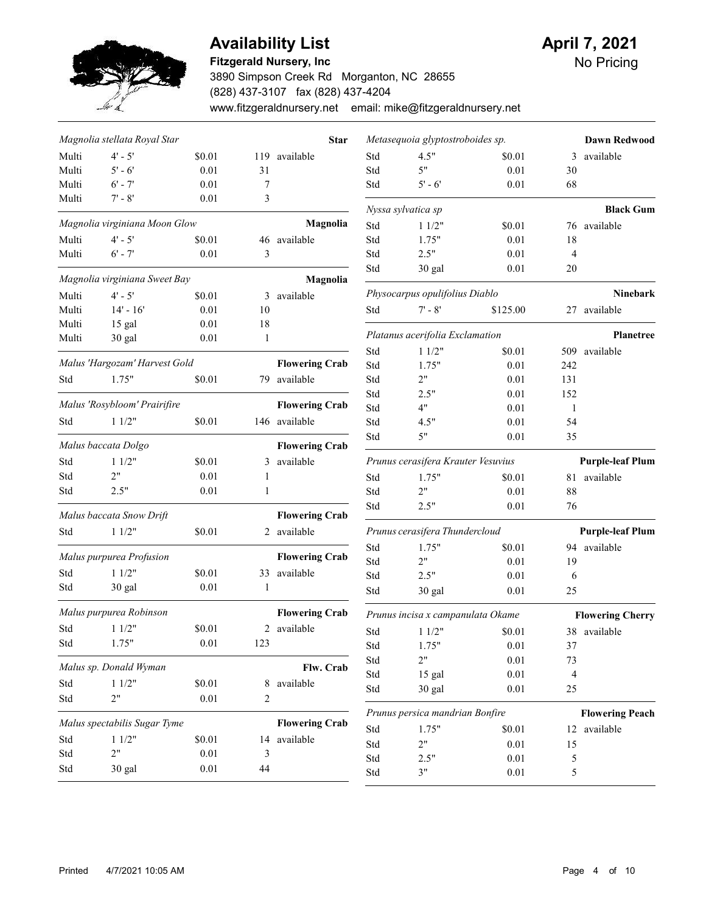# Availability List

**Fitzgerald Nursery, Inc**
3890 Simpson Creek Rd Morganton, NC 28655
(828) 437-3107 fax (828) 437-4204
www.fitzgeraldnursery.net email: mike@fitzgeraldnursery.net

**April 7, 2021**
No Pricing

---

*Magnolia stellata Royal Star* — **Star**

| Form | Size | Price | Qty | |
|---|---|---|---|---|
| Multi | 4' - 5' | $0.01 | 119 | available |
| Multi | 5' - 6' | 0.01 | 31 | |
| Multi | 6' - 7' | 0.01 | 7 | |
| Multi | 7' - 8' | 0.01 | 3 | |

*Magnolia virginiana Moon Glow* — **Magnolia**

| Form | Size | Price | Qty | |
|---|---|---|---|---|
| Multi | 4' - 5' | $0.01 | 46 | available |
| Multi | 6' - 7' | 0.01 | 3 | |

*Magnolia virginiana Sweet Bay* — **Magnolia**

| Form | Size | Price | Qty | |
|---|---|---|---|---|
| Multi | 4' - 5' | $0.01 | 3 | available |
| Multi | 14' - 16' | 0.01 | 10 | |
| Multi | 15 gal | 0.01 | 18 | |
| Multi | 30 gal | 0.01 | 1 | |

*Malus 'Hargozam' Harvest Gold* — **Flowering Crab**

| Form | Size | Price | Qty | |
|---|---|---|---|---|
| Std | 1.75" | $0.01 | 79 | available |

*Malus 'Rosybloom' Prairifire* — **Flowering Crab**

| Form | Size | Price | Qty | |
|---|---|---|---|---|
| Std | 1 1/2" | $0.01 | 146 | available |

*Malus baccata Dolgo* — **Flowering Crab**

| Form | Size | Price | Qty | |
|---|---|---|---|---|
| Std | 1 1/2" | $0.01 | 3 | available |
| Std | 2" | 0.01 | 1 | |
| Std | 2.5" | 0.01 | 1 | |

*Malus baccata Snow Drift* — **Flowering Crab**

| Form | Size | Price | Qty | |
|---|---|---|---|---|
| Std | 1 1/2" | $0.01 | 2 | available |

*Malus purpurea Profusion* — **Flowering Crab**

| Form | Size | Price | Qty | |
|---|---|---|---|---|
| Std | 1 1/2" | $0.01 | 33 | available |
| Std | 30 gal | 0.01 | 1 | |

*Malus purpurea Robinson* — **Flowering Crab**

| Form | Size | Price | Qty | |
|---|---|---|---|---|
| Std | 1 1/2" | $0.01 | 2 | available |
| Std | 1.75" | 0.01 | 123 | |

*Malus sp. Donald Wyman* — **Flw. Crab**

| Form | Size | Price | Qty | |
|---|---|---|---|---|
| Std | 1 1/2" | $0.01 | 8 | available |
| Std | 2" | 0.01 | 2 | |

*Malus spectabilis Sugar Tyme* — **Flowering Crab**

| Form | Size | Price | Qty | |
|---|---|---|---|---|
| Std | 1 1/2" | $0.01 | 14 | available |
| Std | 2" | 0.01 | 3 | |
| Std | 30 gal | 0.01 | 44 | |

*Metasequoia glyptostroboides sp.* — **Dawn Redwood**

| Form | Size | Price | Qty | |
|---|---|---|---|---|
| Std | 4.5" | $0.01 | 3 | available |
| Std | 5" | 0.01 | 30 | |
| Std | 5' - 6' | 0.01 | 68 | |

*Nyssa sylvatica sp* — **Black Gum**

| Form | Size | Price | Qty | |
|---|---|---|---|---|
| Std | 1 1/2" | $0.01 | 76 | available |
| Std | 1.75" | 0.01 | 18 | |
| Std | 2.5" | 0.01 | 4 | |
| Std | 30 gal | 0.01 | 20 | |

*Physocarpus opulifolius Diablo* — **Ninebark**

| Form | Size | Price | Qty | |
|---|---|---|---|---|
| Std | 7' - 8' | $125.00 | 27 | available |

*Platanus acerifolia Exclamation* — **Planetree**

| Form | Size | Price | Qty | |
|---|---|---|---|---|
| Std | 1 1/2" | $0.01 | 509 | available |
| Std | 1.75" | 0.01 | 242 | |
| Std | 2" | 0.01 | 131 | |
| Std | 2.5" | 0.01 | 152 | |
| Std | 4" | 0.01 | 1 | |
| Std | 4.5" | 0.01 | 54 | |
| Std | 5" | 0.01 | 35 | |

*Prunus cerasifera Krauter Vesuvius* — **Purple-leaf Plum**

| Form | Size | Price | Qty | |
|---|---|---|---|---|
| Std | 1.75" | $0.01 | 81 | available |
| Std | 2" | 0.01 | 88 | |
| Std | 2.5" | 0.01 | 76 | |

*Prunus cerasifera Thundercloud* — **Purple-leaf Plum**

| Form | Size | Price | Qty | |
|---|---|---|---|---|
| Std | 1.75" | $0.01 | 94 | available |
| Std | 2" | 0.01 | 19 | |
| Std | 2.5" | 0.01 | 6 | |
| Std | 30 gal | 0.01 | 25 | |

*Prunus incisa x campanulata Okame* — **Flowering Cherry**

| Form | Size | Price | Qty | |
|---|---|---|---|---|
| Std | 1 1/2" | $0.01 | 38 | available |
| Std | 1.75" | 0.01 | 37 | |
| Std | 2" | 0.01 | 73 | |
| Std | 15 gal | 0.01 | 4 | |
| Std | 30 gal | 0.01 | 25 | |

*Prunus persica mandrian Bonfire* — **Flowering Peach**

| Form | Size | Price | Qty | |
|---|---|---|---|---|
| Std | 1.75" | $0.01 | 12 | available |
| Std | 2" | 0.01 | 15 | |
| Std | 2.5" | 0.01 | 5 | |
| Std | 3" | 0.01 | 5 | |

Printed 4/7/2021 10:05 AM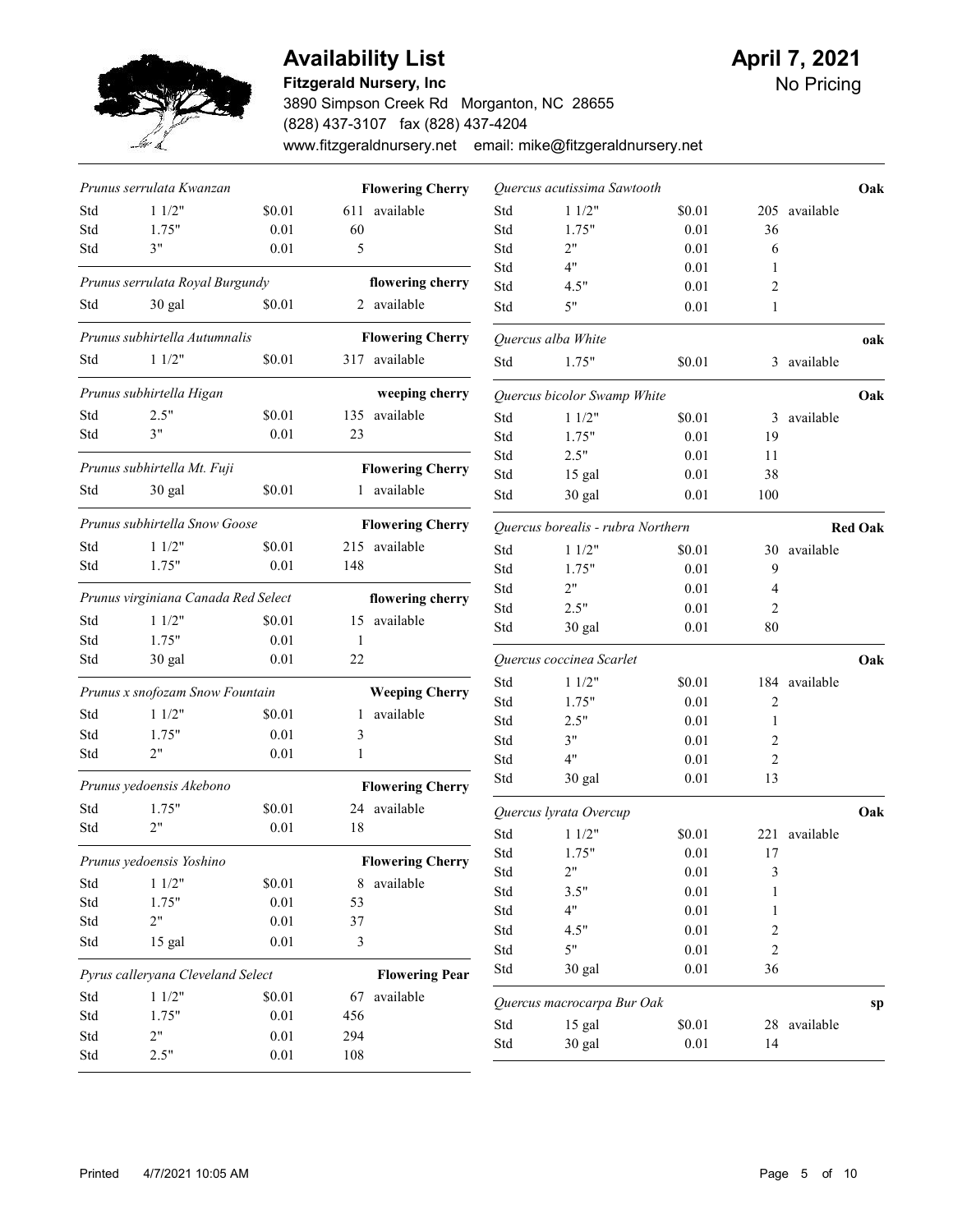# Availability List

**April 7, 2021**

No Pricing

**Fitzgerald Nursery, Inc**

3890 Simpson Creek Rd Morganton, NC 28655

(828) 437-3107 fax (828) 437-4204

www.fitzgeraldnursery.net email: mike@fitzgeraldnursery.net

*Prunus serrulata Kwanzan* — **Flowering Cherry**

| | | | |
|---|---|---|---|
| Std | 1 1/2" | $0.01 | 611 available |
| Std | 1.75" | 0.01 | 60 |
| Std | 3" | 0.01 | 5 |

*Prunus serrulata Royal Burgundy* — **flowering cherry**

| | | | |
|---|---|---|---|
| Std | 30 gal | $0.01 | 2 available |

*Prunus subhirtella Autumnalis* — **Flowering Cherry**

| | | | |
|---|---|---|---|
| Std | 1 1/2" | $0.01 | 317 available |

*Prunus subhirtella Higan* — **weeping cherry**

| | | | |
|---|---|---|---|
| Std | 2.5" | $0.01 | 135 available |
| Std | 3" | 0.01 | 23 |

*Prunus subhirtella Mt. Fuji* — **Flowering Cherry**

| | | | |
|---|---|---|---|
| Std | 30 gal | $0.01 | 1 available |

*Prunus subhirtella Snow Goose* — **Flowering Cherry**

| | | | |
|---|---|---|---|
| Std | 1 1/2" | $0.01 | 215 available |
| Std | 1.75" | 0.01 | 148 |

*Prunus virginiana Canada Red Select* — **flowering cherry**

| | | | |
|---|---|---|---|
| Std | 1 1/2" | $0.01 | 15 available |
| Std | 1.75" | 0.01 | 1 |
| Std | 30 gal | 0.01 | 22 |

*Prunus x snofozam Snow Fountain* — **Weeping Cherry**

| | | | |
|---|---|---|---|
| Std | 1 1/2" | $0.01 | 1 available |
| Std | 1.75" | 0.01 | 3 |
| Std | 2" | 0.01 | 1 |

*Prunus yedoensis Akebono* — **Flowering Cherry**

| | | | |
|---|---|---|---|
| Std | 1.75" | $0.01 | 24 available |
| Std | 2" | 0.01 | 18 |

*Prunus yedoensis Yoshino* — **Flowering Cherry**

| | | | |
|---|---|---|---|
| Std | 1 1/2" | $0.01 | 8 available |
| Std | 1.75" | 0.01 | 53 |
| Std | 2" | 0.01 | 37 |
| Std | 15 gal | 0.01 | 3 |

*Pyrus calleryana Cleveland Select* — **Flowering Pear**

| | | | |
|---|---|---|---|
| Std | 1 1/2" | $0.01 | 67 available |
| Std | 1.75" | 0.01 | 456 |
| Std | 2" | 0.01 | 294 |
| Std | 2.5" | 0.01 | 108 |

*Quercus acutissima Sawtooth* — **Oak**

| | | | |
|---|---|---|---|
| Std | 1 1/2" | $0.01 | 205 available |
| Std | 1.75" | 0.01 | 36 |
| Std | 2" | 0.01 | 6 |
| Std | 4" | 0.01 | 1 |
| Std | 4.5" | 0.01 | 2 |
| Std | 5" | 0.01 | 1 |

*Quercus alba White* — **oak**

| | | | |
|---|---|---|---|
| Std | 1.75" | $0.01 | 3 available |

*Quercus bicolor Swamp White* — **Oak**

| | | | |
|---|---|---|---|
| Std | 1 1/2" | $0.01 | 3 available |
| Std | 1.75" | 0.01 | 19 |
| Std | 2.5" | 0.01 | 11 |
| Std | 15 gal | 0.01 | 38 |
| Std | 30 gal | 0.01 | 100 |

*Quercus borealis - rubra Northern* — **Red Oak**

| | | | |
|---|---|---|---|
| Std | 1 1/2" | $0.01 | 30 available |
| Std | 1.75" | 0.01 | 9 |
| Std | 2" | 0.01 | 4 |
| Std | 2.5" | 0.01 | 2 |
| Std | 30 gal | 0.01 | 80 |

*Quercus coccinea Scarlet* — **Oak**

| | | | |
|---|---|---|---|
| Std | 1 1/2" | $0.01 | 184 available |
| Std | 1.75" | 0.01 | 2 |
| Std | 2.5" | 0.01 | 1 |
| Std | 3" | 0.01 | 2 |
| Std | 4" | 0.01 | 2 |
| Std | 30 gal | 0.01 | 13 |

*Quercus lyrata Overcup* — **Oak**

| | | | |
|---|---|---|---|
| Std | 1 1/2" | $0.01 | 221 available |
| Std | 1.75" | 0.01 | 17 |
| Std | 2" | 0.01 | 3 |
| Std | 3.5" | 0.01 | 1 |
| Std | 4" | 0.01 | 1 |
| Std | 4.5" | 0.01 | 2 |
| Std | 5" | 0.01 | 2 |
| Std | 30 gal | 0.01 | 36 |

*Quercus macrocarpa Bur Oak* — **sp**

| | | | |
|---|---|---|---|
| Std | 15 gal | $0.01 | 28 available |
| Std | 30 gal | 0.01 | 14 |

Printed 4/7/2021 10:05 AM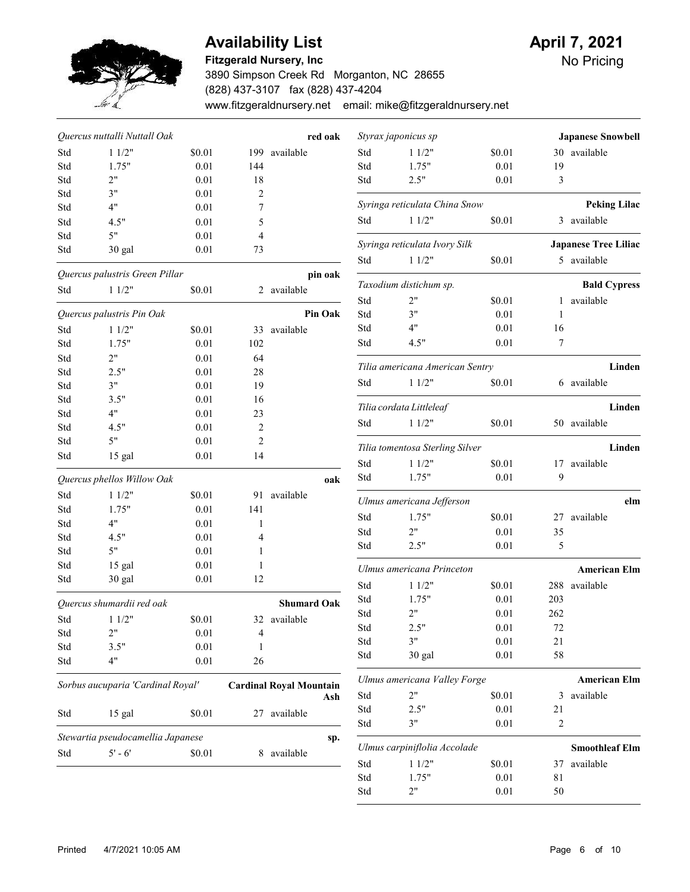# Availability List

**April 7, 2021**

**Fitzgerald Nursery, Inc**

No Pricing

3890 Simpson Creek Rd Morganton, NC 28655

(828) 437-3107 fax (828) 437-4204

www.fitzgeraldnursery.net email: mike@fitzgeraldnursery.net

---

### *Quercus nuttalli Nuttall Oak* — **red oak**

| | Size | Price | Qty | |
|---|---|---|---|---|
| Std | 1 1/2" | $0.01 | 199 | available |
| Std | 1.75" | 0.01 | 144 | |
| Std | 2" | 0.01 | 18 | |
| Std | 3" | 0.01 | 2 | |
| Std | 4" | 0.01 | 7 | |
| Std | 4.5" | 0.01 | 5 | |
| Std | 5" | 0.01 | 4 | |
| Std | 30 gal | 0.01 | 73 | |

### *Quercus palustris Green Pillar* — **pin oak**

| | Size | Price | Qty | |
|---|---|---|---|---|
| Std | 1 1/2" | $0.01 | 2 | available |

### *Quercus palustris Pin Oak* — **Pin Oak**

| | Size | Price | Qty | |
|---|---|---|---|---|
| Std | 1 1/2" | $0.01 | 33 | available |
| Std | 1.75" | 0.01 | 102 | |
| Std | 2" | 0.01 | 64 | |
| Std | 2.5" | 0.01 | 28 | |
| Std | 3" | 0.01 | 19 | |
| Std | 3.5" | 0.01 | 16 | |
| Std | 4" | 0.01 | 23 | |
| Std | 4.5" | 0.01 | 2 | |
| Std | 5" | 0.01 | 2 | |
| Std | 15 gal | 0.01 | 14 | |

### *Quercus phellos Willow Oak* — **oak**

| | Size | Price | Qty | |
|---|---|---|---|---|
| Std | 1 1/2" | $0.01 | 91 | available |
| Std | 1.75" | 0.01 | 141 | |
| Std | 4" | 0.01 | 1 | |
| Std | 4.5" | 0.01 | 4 | |
| Std | 5" | 0.01 | 1 | |
| Std | 15 gal | 0.01 | 1 | |
| Std | 30 gal | 0.01 | 12 | |

### *Quercus shumardii red oak* — **Shumard Oak**

| | Size | Price | Qty | |
|---|---|---|---|---|
| Std | 1 1/2" | $0.01 | 32 | available |
| Std | 2" | 0.01 | 4 | |
| Std | 3.5" | 0.01 | 1 | |
| Std | 4" | 0.01 | 26 | |

### *Sorbus aucuparia 'Cardinal Royal'* — **Cardinal Royal Mountain Ash**

| | Size | Price | Qty | |
|---|---|---|---|---|
| Std | 15 gal | $0.01 | 27 | available |

### *Stewartia pseudocamellia Japanese* — **sp.**

| | Size | Price | Qty | |
|---|---|---|---|---|
| Std | 5' - 6' | $0.01 | 8 | available |

### *Styrax japonicus sp* — **Japanese Snowbell**

| | Size | Price | Qty | |
|---|---|---|---|---|
| Std | 1 1/2" | $0.01 | 30 | available |
| Std | 1.75" | 0.01 | 19 | |
| Std | 2.5" | 0.01 | 3 | |

### *Syringa reticulata China Snow* — **Peking Lilac**

| | Size | Price | Qty | |
|---|---|---|---|---|
| Std | 1 1/2" | $0.01 | 3 | available |

### *Syringa reticulata Ivory Silk* — **Japanese Tree Liliac**

| | Size | Price | Qty | |
|---|---|---|---|---|
| Std | 1 1/2" | $0.01 | 5 | available |

### *Taxodium distichum sp.* — **Bald Cypress**

| | Size | Price | Qty | |
|---|---|---|---|---|
| Std | 2" | $0.01 | 1 | available |
| Std | 3" | 0.01 | 1 | |
| Std | 4" | 0.01 | 16 | |
| Std | 4.5" | 0.01 | 7 | |

### *Tilia americana American Sentry* — **Linden**

| | Size | Price | Qty | |
|---|---|---|---|---|
| Std | 1 1/2" | $0.01 | 6 | available |

### *Tilia cordata Littleleaf* — **Linden**

| | Size | Price | Qty | |
|---|---|---|---|---|
| Std | 1 1/2" | $0.01 | 50 | available |

### *Tilia tomentosa Sterling Silver* — **Linden**

| | Size | Price | Qty | |
|---|---|---|---|---|
| Std | 1 1/2" | $0.01 | 17 | available |
| Std | 1.75" | 0.01 | 9 | |

### *Ulmus americana Jefferson* — **elm**

| | Size | Price | Qty | |
|---|---|---|---|---|
| Std | 1.75" | $0.01 | 27 | available |
| Std | 2" | 0.01 | 35 | |
| Std | 2.5" | 0.01 | 5 | |

### *Ulmus americana Princeton* — **American Elm**

| | Size | Price | Qty | |
|---|---|---|---|---|
| Std | 1 1/2" | $0.01 | 288 | available |
| Std | 1.75" | 0.01 | 203 | |
| Std | 2" | 0.01 | 262 | |
| Std | 2.5" | 0.01 | 72 | |
| Std | 3" | 0.01 | 21 | |
| Std | 30 gal | 0.01 | 58 | |

### *Ulmus americana Valley Forge* — **American Elm**

| | Size | Price | Qty | |
|---|---|---|---|---|
| Std | 2" | $0.01 | 3 | available |
| Std | 2.5" | 0.01 | 21 | |
| Std | 3" | 0.01 | 2 | |

### *Ulmus carpiniflolia Accolade* — **Smoothleaf Elm**

| | Size | Price | Qty | |
|---|---|---|---|---|
| Std | 1 1/2" | $0.01 | 37 | available |
| Std | 1.75" | 0.01 | 81 | |
| Std | 2" | 0.01 | 50 | |

Printed 4/7/2021 10:05 AM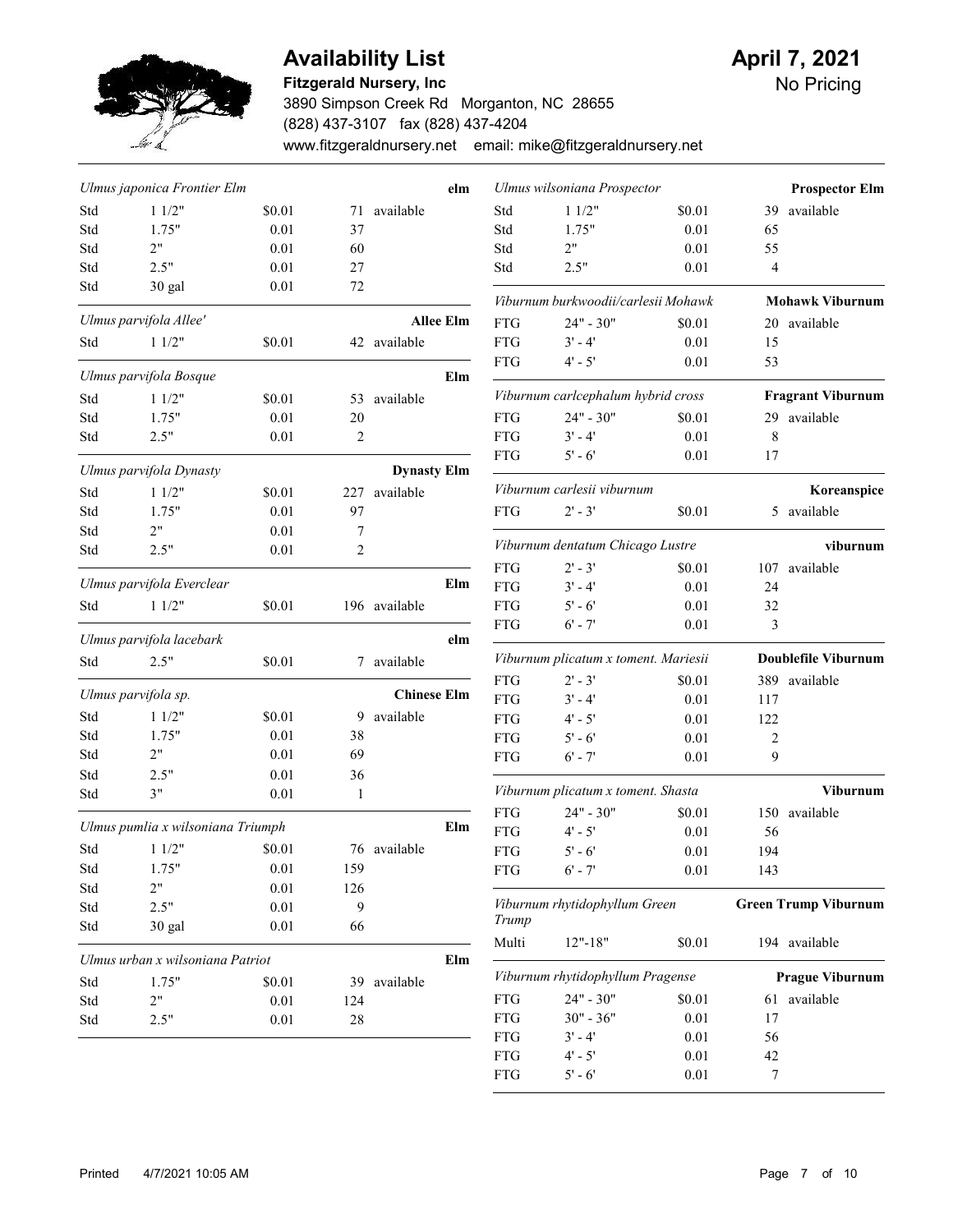# Availability List

**April 7, 2021**

No Pricing

**Fitzgerald Nursery, Inc**

3890 Simpson Creek Rd Morganton, NC 28655

(828) 437-3107 fax (828) 437-4204

www.fitzgeraldnursery.net email: mike@fitzgeraldnursery.net

---

### *Ulmus japonica Frontier Elm* — elm

| Std | 1 1/2" | $0.01 | 71 | available |
|---|---|---|---|---|
| Std | 1.75" | 0.01 | 37 | |
| Std | 2" | 0.01 | 60 | |
| Std | 2.5" | 0.01 | 27 | |
| Std | 30 gal | 0.01 | 72 | |

### *Ulmus parvifola Allee'* — **Allee Elm**

| Std | 1 1/2" | $0.01 | 42 | available |
|---|---|---|---|---|

### *Ulmus parvifola Bosque* — **Elm**

| Std | 1 1/2" | $0.01 | 53 | available |
|---|---|---|---|---|
| Std | 1.75" | 0.01 | 20 | |
| Std | 2.5" | 0.01 | 2 | |

### *Ulmus parvifola Dynasty* — **Dynasty Elm**

| Std | 1 1/2" | $0.01 | 227 | available |
|---|---|---|---|---|
| Std | 1.75" | 0.01 | 97 | |
| Std | 2" | 0.01 | 7 | |
| Std | 2.5" | 0.01 | 2 | |

### *Ulmus parvifola Everclear* — **Elm**

| Std | 1 1/2" | $0.01 | 196 | available |
|---|---|---|---|---|

### *Ulmus parvifola lacebark* — **elm**

| Std | 2.5" | $0.01 | 7 | available |
|---|---|---|---|---|

### *Ulmus parvifola sp.* — **Chinese Elm**

| Std | 1 1/2" | $0.01 | 9 | available |
|---|---|---|---|---|
| Std | 1.75" | 0.01 | 38 | |
| Std | 2" | 0.01 | 69 | |
| Std | 2.5" | 0.01 | 36 | |
| Std | 3" | 0.01 | 1 | |

### *Ulmus pumlia x wilsoniana Triumph* — **Elm**

| Std | 1 1/2" | $0.01 | 76 | available |
|---|---|---|---|---|
| Std | 1.75" | 0.01 | 159 | |
| Std | 2" | 0.01 | 126 | |
| Std | 2.5" | 0.01 | 9 | |
| Std | 30 gal | 0.01 | 66 | |

### *Ulmus urban x wilsoniana Patriot* — **Elm**

| Std | 1.75" | $0.01 | 39 | available |
|---|---|---|---|---|
| Std | 2" | 0.01 | 124 | |
| Std | 2.5" | 0.01 | 28 | |

### *Ulmus wilsoniana Prospector* — **Prospector Elm**

| Std | 1 1/2" | $0.01 | 39 | available |
|---|---|---|---|---|
| Std | 1.75" | 0.01 | 65 | |
| Std | 2" | 0.01 | 55 | |
| Std | 2.5" | 0.01 | 4 | |

### *Viburnum burkwoodii/carlesii Mohawk* — **Mohawk Viburnum**

| FTG | 24" - 30" | $0.01 | 20 | available |
|---|---|---|---|---|
| FTG | 3' - 4' | 0.01 | 15 | |
| FTG | 4' - 5' | 0.01 | 53 | |

### *Viburnum carlcephalum hybrid cross* — **Fragrant Viburnum**

| FTG | 24" - 30" | $0.01 | 29 | available |
|---|---|---|---|---|
| FTG | 3' - 4' | 0.01 | 8 | |
| FTG | 5' - 6' | 0.01 | 17 | |

### *Viburnum carlesii viburnum* — **Koreanspice**

| FTG | 2' - 3' | $0.01 | 5 | available |
|---|---|---|---|---|

### *Viburnum dentatum Chicago Lustre* — **viburnum**

| FTG | 2' - 3' | $0.01 | 107 | available |
|---|---|---|---|---|
| FTG | 3' - 4' | 0.01 | 24 | |
| FTG | 5' - 6' | 0.01 | 32 | |
| FTG | 6' - 7' | 0.01 | 3 | |

### *Viburnum plicatum x toment. Mariesii* — **Doublefile Viburnum**

| FTG | 2' - 3' | $0.01 | 389 | available |
|---|---|---|---|---|
| FTG | 3' - 4' | 0.01 | 117 | |
| FTG | 4' - 5' | 0.01 | 122 | |
| FTG | 5' - 6' | 0.01 | 2 | |
| FTG | 6' - 7' | 0.01 | 9 | |

### *Viburnum plicatum x toment. Shasta* — **Viburnum**

| FTG | 24" - 30" | $0.01 | 150 | available |
|---|---|---|---|---|
| FTG | 4' - 5' | 0.01 | 56 | |
| FTG | 5' - 6' | 0.01 | 194 | |
| FTG | 6' - 7' | 0.01 | 143 | |

### *Viburnum rhytidophyllum Green Trump* — **Green Trump Viburnum**

| Multi | 12"-18" | $0.01 | 194 | available |
|---|---|---|---|---|

### *Viburnum rhytidophyllum Pragense* — **Prague Viburnum**

| FTG | 24" - 30" | $0.01 | 61 | available |
|---|---|---|---|---|
| FTG | 30" - 36" | 0.01 | 17 | |
| FTG | 3' - 4' | 0.01 | 56 | |
| FTG | 4' - 5' | 0.01 | 42 | |
| FTG | 5' - 6' | 0.01 | 7 | |

Printed 4/7/2021 10:05 AM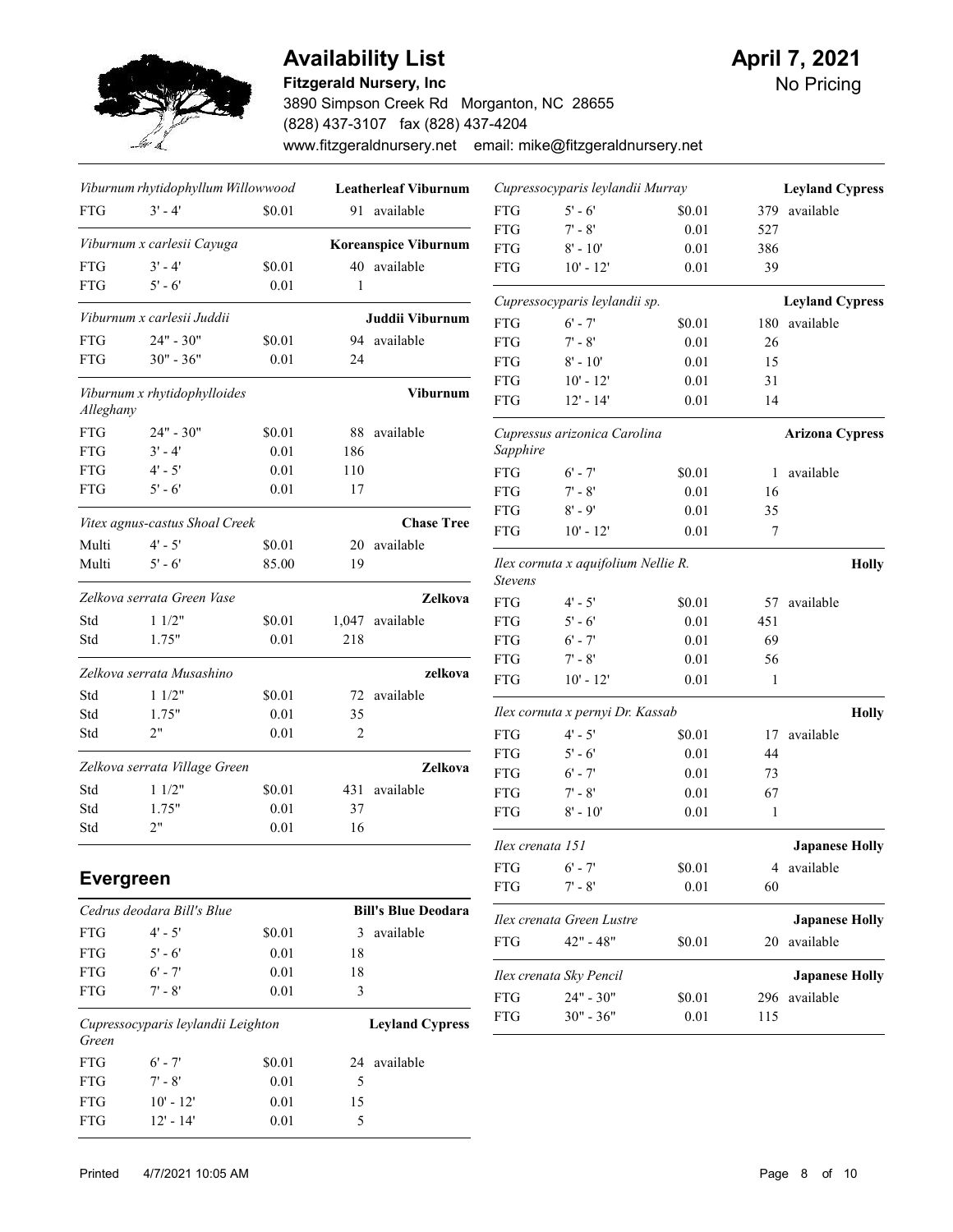# Availability List

**Fitzgerald Nursery, Inc**
3890 Simpson Creek Rd Morganton, NC 28655
(828) 437-3107 fax (828) 437-4204
www.fitzgeraldnursery.net email: mike@fitzgeraldnursery.net

**April 7, 2021**
No Pricing

*Viburnum rhytidophyllum Willowwood* — **Leatherleaf Viburnum**

| | | | |
|---|---|---|---|
| FTG | 3' - 4' | $0.01 | 91 available |

*Viburnum x carlesii Cayuga* — **Koreanspice Viburnum**

| | | | |
|---|---|---|---|
| FTG | 3' - 4' | $0.01 | 40 available |
| FTG | 5' - 6' | 0.01 | 1 |

*Viburnum x carlesii Juddii* — **Juddii Viburnum**

| | | | |
|---|---|---|---|
| FTG | 24" - 30" | $0.01 | 94 available |
| FTG | 30" - 36" | 0.01 | 24 |

*Viburnum x rhytidophylloides Alleghany* — **Viburnum**

| | | | |
|---|---|---|---|
| FTG | 24" - 30" | $0.01 | 88 available |
| FTG | 3' - 4' | 0.01 | 186 |
| FTG | 4' - 5' | 0.01 | 110 |
| FTG | 5' - 6' | 0.01 | 17 |

*Vitex agnus-castus Shoal Creek* — **Chase Tree**

| | | | |
|---|---|---|---|
| Multi | 4' - 5' | $0.01 | 20 available |
| Multi | 5' - 6' | 85.00 | 19 |

*Zelkova serrata Green Vase* — **Zelkova**

| | | | |
|---|---|---|---|
| Std | 1 1/2" | $0.01 | 1,047 available |
| Std | 1.75" | 0.01 | 218 |

*Zelkova serrata Musashino* — **zelkova**

| | | | |
|---|---|---|---|
| Std | 1 1/2" | $0.01 | 72 available |
| Std | 1.75" | 0.01 | 35 |
| Std | 2" | 0.01 | 2 |

*Zelkova serrata Village Green* — **Zelkova**

| | | | |
|---|---|---|---|
| Std | 1 1/2" | $0.01 | 431 available |
| Std | 1.75" | 0.01 | 37 |
| Std | 2" | 0.01 | 16 |

## Evergreen

*Cedrus deodara Bill's Blue* — **Bill's Blue Deodara**

| | | | |
|---|---|---|---|
| FTG | 4' - 5' | $0.01 | 3 available |
| FTG | 5' - 6' | 0.01 | 18 |
| FTG | 6' - 7' | 0.01 | 18 |
| FTG | 7' - 8' | 0.01 | 3 |

*Cupressocyparis leylandii Leighton Green* — **Leyland Cypress**

| | | | |
|---|---|---|---|
| FTG | 6' - 7' | $0.01 | 24 available |
| FTG | 7' - 8' | 0.01 | 5 |
| FTG | 10' - 12' | 0.01 | 15 |
| FTG | 12' - 14' | 0.01 | 5 |

*Cupressocyparis leylandii Murray* — **Leyland Cypress**

| | | | |
|---|---|---|---|
| FTG | 5' - 6' | $0.01 | 379 available |
| FTG | 7' - 8' | 0.01 | 527 |
| FTG | 8' - 10' | 0.01 | 386 |
| FTG | 10' - 12' | 0.01 | 39 |

*Cupressocyparis leylandii sp.* — **Leyland Cypress**

| | | | |
|---|---|---|---|
| FTG | 6' - 7' | $0.01 | 180 available |
| FTG | 7' - 8' | 0.01 | 26 |
| FTG | 8' - 10' | 0.01 | 15 |
| FTG | 10' - 12' | 0.01 | 31 |
| FTG | 12' - 14' | 0.01 | 14 |

*Cupressus arizonica Carolina Sapphire* — **Arizona Cypress**

| | | | |
|---|---|---|---|
| FTG | 6' - 7' | $0.01 | 1 available |
| FTG | 7' - 8' | 0.01 | 16 |
| FTG | 8' - 9' | 0.01 | 35 |
| FTG | 10' - 12' | 0.01 | 7 |

*Ilex cornuta x aquifolium Nellie R. Stevens* — **Holly**

| | | | |
|---|---|---|---|
| FTG | 4' - 5' | $0.01 | 57 available |
| FTG | 5' - 6' | 0.01 | 451 |
| FTG | 6' - 7' | 0.01 | 69 |
| FTG | 7' - 8' | 0.01 | 56 |
| FTG | 10' - 12' | 0.01 | 1 |

*Ilex cornuta x pernyi Dr. Kassab* — **Holly**

| | | | |
|---|---|---|---|
| FTG | 4' - 5' | $0.01 | 17 available |
| FTG | 5' - 6' | 0.01 | 44 |
| FTG | 6' - 7' | 0.01 | 73 |
| FTG | 7' - 8' | 0.01 | 67 |
| FTG | 8' - 10' | 0.01 | 1 |

*Ilex crenata 151* — **Japanese Holly**

| | | | |
|---|---|---|---|
| FTG | 6' - 7' | $0.01 | 4 available |
| FTG | 7' - 8' | 0.01 | 60 |

*Ilex crenata Green Lustre* — **Japanese Holly**

| | | | |
|---|---|---|---|
| FTG | 42" - 48" | $0.01 | 20 available |

*Ilex crenata Sky Pencil* — **Japanese Holly**

| | | | |
|---|---|---|---|
| FTG | 24" - 30" | $0.01 | 296 available |
| FTG | 30" - 36" | 0.01 | 115 |

Printed 4/7/2021 10:05 AM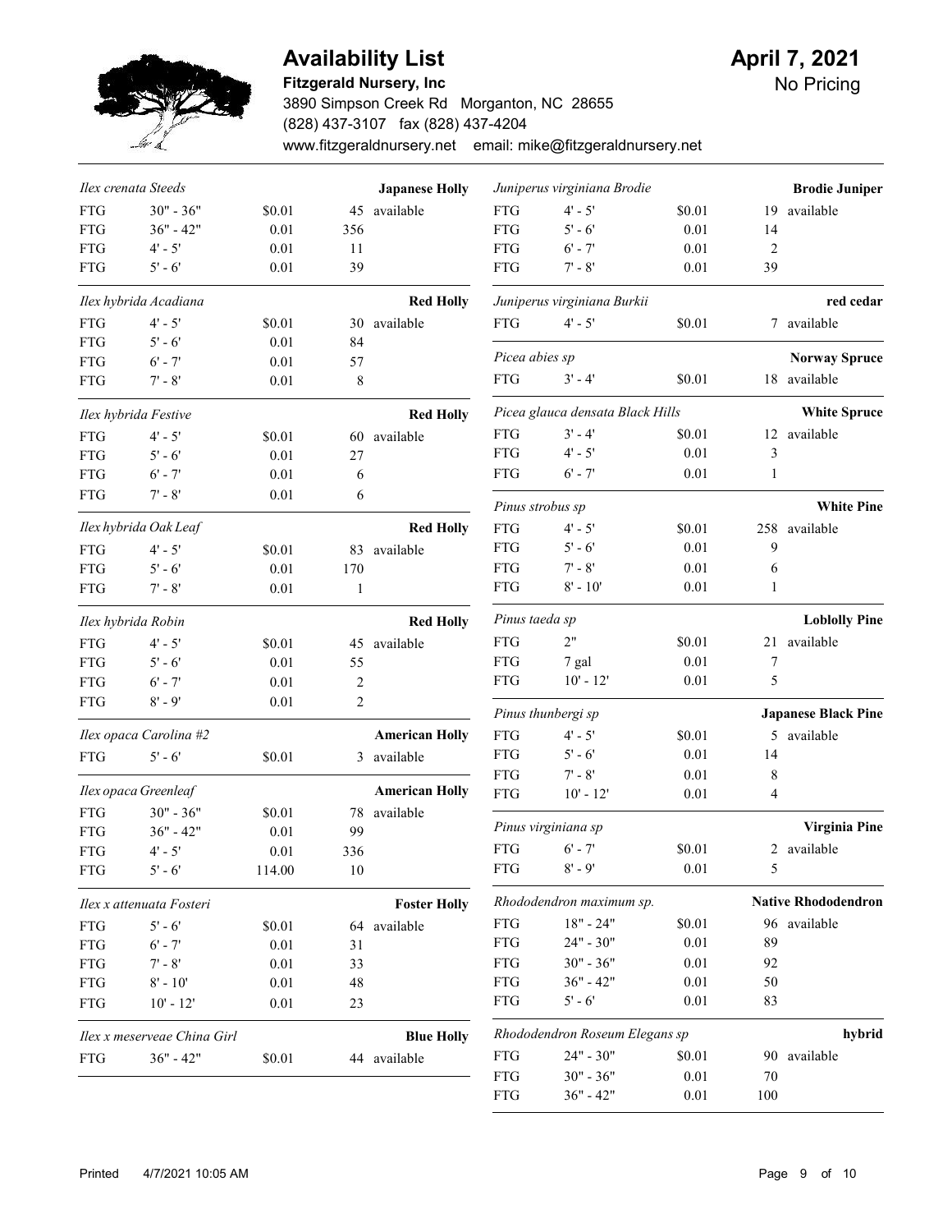# Availability List

**Fitzgerald Nursery, Inc**
3890 Simpson Creek Rd   Morganton, NC 28655
(828) 437-3107   fax (828) 437-4204
www.fitzgeraldnursery.net   email: mike@fitzgeraldnursery.net

**April 7, 2021**
No Pricing

| *Ilex crenata Steeds* | | | | **Japanese Holly** |
|---|---|---|---|---|
| FTG | 30" - 36" | $0.01 | 45 | available |
| FTG | 36" - 42" | 0.01 | 356 | |
| FTG | 4' - 5' | 0.01 | 11 | |
| FTG | 5' - 6' | 0.01 | 39 | |

| *Ilex hybrida Acadiana* | | | | **Red Holly** |
|---|---|---|---|---|
| FTG | 4' - 5' | $0.01 | 30 | available |
| FTG | 5' - 6' | 0.01 | 84 | |
| FTG | 6' - 7' | 0.01 | 57 | |
| FTG | 7' - 8' | 0.01 | 8 | |

| *Ilex hybrida Festive* | | | | **Red Holly** |
|---|---|---|---|---|
| FTG | 4' - 5' | $0.01 | 60 | available |
| FTG | 5' - 6' | 0.01 | 27 | |
| FTG | 6' - 7' | 0.01 | 6 | |
| FTG | 7' - 8' | 0.01 | 6 | |

| *Ilex hybrida Oak Leaf* | | | | **Red Holly** |
|---|---|---|---|---|
| FTG | 4' - 5' | $0.01 | 83 | available |
| FTG | 5' - 6' | 0.01 | 170 | |
| FTG | 7' - 8' | 0.01 | 1 | |

| *Ilex hybrida Robin* | | | | **Red Holly** |
|---|---|---|---|---|
| FTG | 4' - 5' | $0.01 | 45 | available |
| FTG | 5' - 6' | 0.01 | 55 | |
| FTG | 6' - 7' | 0.01 | 2 | |
| FTG | 8' - 9' | 0.01 | 2 | |

| *Ilex opaca Carolina #2* | | | | **American Holly** |
|---|---|---|---|---|
| FTG | 5' - 6' | $0.01 | 3 | available |

| *Ilex opaca Greenleaf* | | | | **American Holly** |
|---|---|---|---|---|
| FTG | 30" - 36" | $0.01 | 78 | available |
| FTG | 36" - 42" | 0.01 | 99 | |
| FTG | 4' - 5' | 0.01 | 336 | |
| FTG | 5' - 6' | 114.00 | 10 | |

| *Ilex x attenuata Fosteri* | | | | **Foster Holly** |
|---|---|---|---|---|
| FTG | 5' - 6' | $0.01 | 64 | available |
| FTG | 6' - 7' | 0.01 | 31 | |
| FTG | 7' - 8' | 0.01 | 33 | |
| FTG | 8' - 10' | 0.01 | 48 | |
| FTG | 10' - 12' | 0.01 | 23 | |

| *Ilex x meserveae China Girl* | | | | **Blue Holly** |
|---|---|---|---|---|
| FTG | 36" - 42" | $0.01 | 44 | available |

| *Juniperus virginiana Brodie* | | | | **Brodie Juniper** |
|---|---|---|---|---|
| FTG | 4' - 5' | $0.01 | 19 | available |
| FTG | 5' - 6' | 0.01 | 14 | |
| FTG | 6' - 7' | 0.01 | 2 | |
| FTG | 7' - 8' | 0.01 | 39 | |

| *Juniperus virginiana Burkii* | | | | **red cedar** |
|---|---|---|---|---|
| FTG | 4' - 5' | $0.01 | 7 | available |

| *Picea abies sp* | | | | **Norway Spruce** |
|---|---|---|---|---|
| FTG | 3' - 4' | $0.01 | 18 | available |

| *Picea glauca densata Black Hills* | | | | **White Spruce** |
|---|---|---|---|---|
| FTG | 3' - 4' | $0.01 | 12 | available |
| FTG | 4' - 5' | 0.01 | 3 | |
| FTG | 6' - 7' | 0.01 | 1 | |

| *Pinus strobus sp* | | | | **White Pine** |
|---|---|---|---|---|
| FTG | 4' - 5' | $0.01 | 258 | available |
| FTG | 5' - 6' | 0.01 | 9 | |
| FTG | 7' - 8' | 0.01 | 6 | |
| FTG | 8' - 10' | 0.01 | 1 | |

| *Pinus taeda sp* | | | | **Loblolly Pine** |
|---|---|---|---|---|
| FTG | 2" | $0.01 | 21 | available |
| FTG | 7 gal | 0.01 | 7 | |
| FTG | 10' - 12' | 0.01 | 5 | |

| *Pinus thunbergi sp* | | | | **Japanese Black Pine** |
|---|---|---|---|---|
| FTG | 4' - 5' | $0.01 | 5 | available |
| FTG | 5' - 6' | 0.01 | 14 | |
| FTG | 7' - 8' | 0.01 | 8 | |
| FTG | 10' - 12' | 0.01 | 4 | |

| *Pinus virginiana sp* | | | | **Virginia Pine** |
|---|---|---|---|---|
| FTG | 6' - 7' | $0.01 | 2 | available |
| FTG | 8' - 9' | 0.01 | 5 | |

| *Rhododendron maximum sp.* | | | | **Native Rhododendron** |
|---|---|---|---|---|
| FTG | 18" - 24" | $0.01 | 96 | available |
| FTG | 24" - 30" | 0.01 | 89 | |
| FTG | 30" - 36" | 0.01 | 92 | |
| FTG | 36" - 42" | 0.01 | 50 | |
| FTG | 5' - 6' | 0.01 | 83 | |

| *Rhododendron Roseum Elegans sp* | | | | **hybrid** |
|---|---|---|---|---|
| FTG | 24" - 30" | $0.01 | 90 | available |
| FTG | 30" - 36" | 0.01 | 70 | |
| FTG | 36" - 42" | 0.01 | 100 | |

Printed 4/7/2021 10:05 AM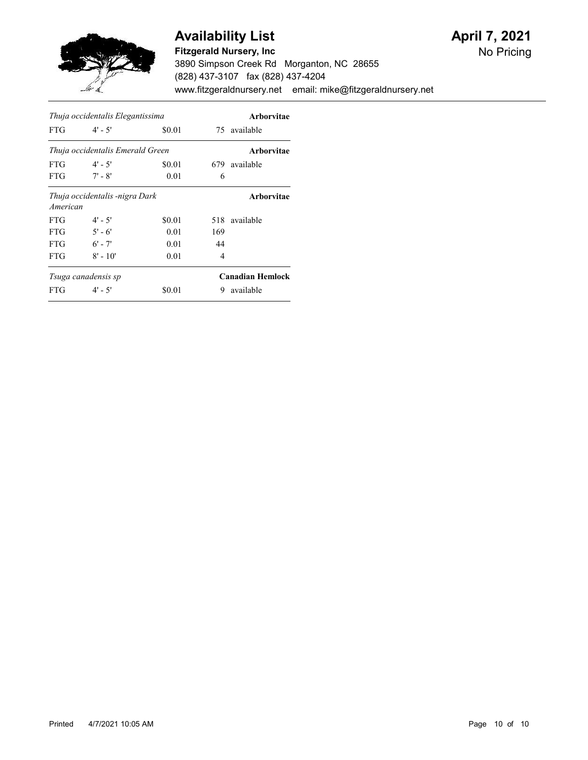# Availability List

**Fitzgerald Nursery, Inc**
3890 Simpson Creek Rd Morganton, NC 28655
(828) 437-3107 fax (828) 437-4204
www.fitzgeraldnursery.net email: mike@fitzgeraldnursery.net

**April 7, 2021**
No Pricing

| | | | | |
|---|---|---|---|---|
| *Thuja occidentalis Elegantissima* | | | | **Arborvitae** |
| FTG | 4' - 5' | $0.01 | 75 | available |
| *Thuja occidentalis Emerald Green* | | | | **Arborvitae** |
| FTG | 4' - 5' | $0.01 | 679 | available |
| FTG | 7' - 8' | 0.01 | 6 | |
| *Thuja occidentalis -nigra Dark American* | | | | **Arborvitae** |
| FTG | 4' - 5' | $0.01 | 518 | available |
| FTG | 5' - 6' | 0.01 | 169 | |
| FTG | 6' - 7' | 0.01 | 44 | |
| FTG | 8' - 10' | 0.01 | 4 | |
| *Tsuga canadensis sp* | | | | **Canadian Hemlock** |
| FTG | 4' - 5' | $0.01 | 9 | available |

Printed 4/7/2021 10:05 AM